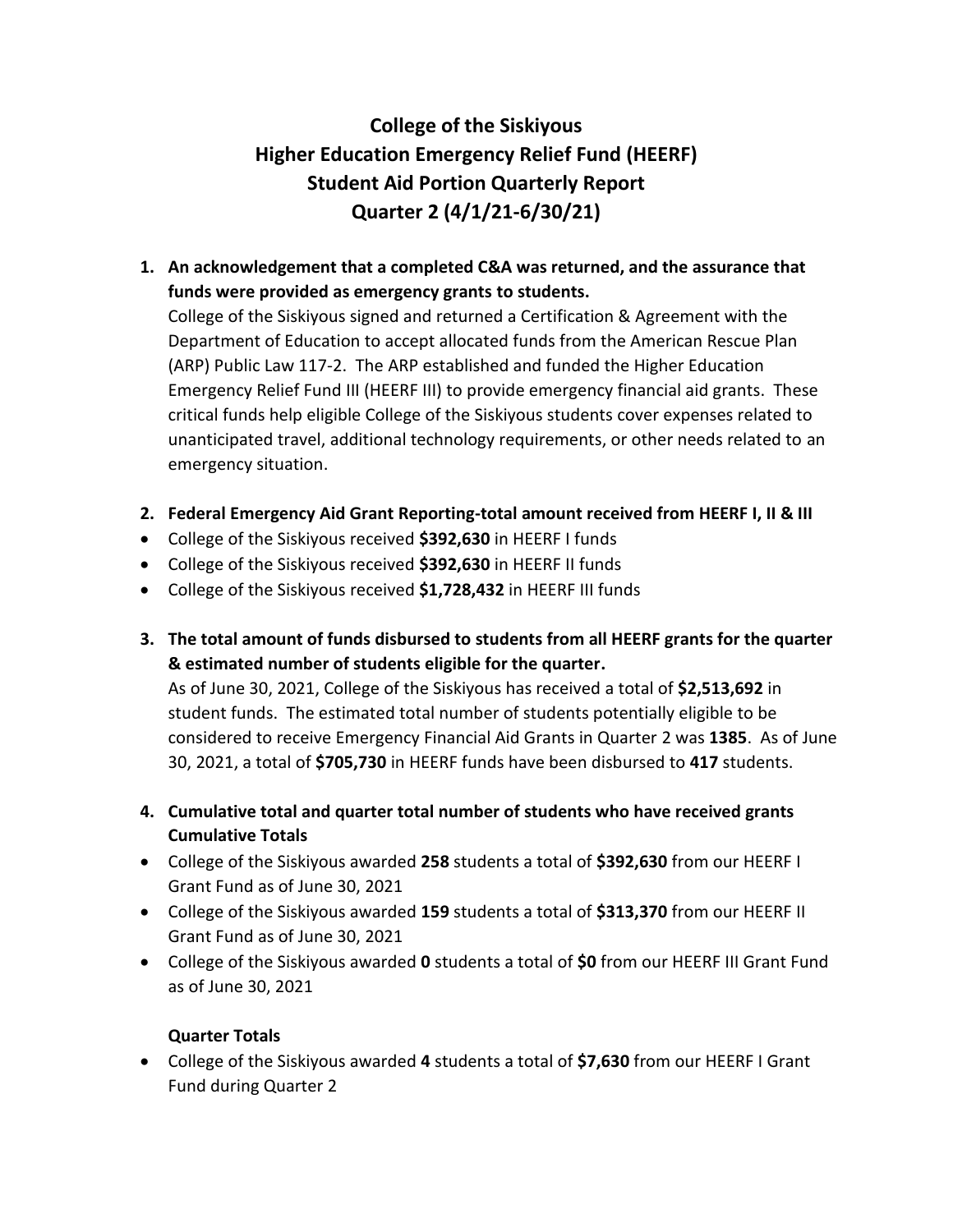# College of the Siskiyous
# Higher Education Emergency Relief Fund (HEERF)
# Student Aid Portion Quarterly Report
# Quarter 2 (4/1/21-6/30/21)

1. **An acknowledgement that a completed C&A was returned, and the assurance that funds were provided as emergency grants to students.**
   College of the Siskiyous signed and returned a Certification & Agreement with the Department of Education to accept allocated funds from the American Rescue Plan (ARP) Public Law 117-2. The ARP established and funded the Higher Education Emergency Relief Fund III (HEERF III) to provide emergency financial aid grants. These critical funds help eligible College of the Siskiyous students cover expenses related to unanticipated travel, additional technology requirements, or other needs related to an emergency situation.

2. **Federal Emergency Aid Grant Reporting-total amount received from HEERF I, II & III**

- College of the Siskiyous received **$392,630** in HEERF I funds
- College of the Siskiyous received **$392,630** in HEERF II funds
- College of the Siskiyous received **$1,728,432** in HEERF III funds

3. **The total amount of funds disbursed to students from all HEERF grants for the quarter & estimated number of students eligible for the quarter.**
   As of June 30, 2021, College of the Siskiyous has received a total of **$2,513,692** in student funds. The estimated total number of students potentially eligible to be considered to receive Emergency Financial Aid Grants in Quarter 2 was **1385**. As of June 30, 2021, a total of **$705,730** in HEERF funds have been disbursed to **417** students.

4. **Cumulative total and quarter total number of students who have received grants**
   **Cumulative Totals**

- College of the Siskiyous awarded **258** students a total of **$392,630** from our HEERF I Grant Fund as of June 30, 2021
- College of the Siskiyous awarded **159** students a total of **$313,370** from our HEERF II Grant Fund as of June 30, 2021
- College of the Siskiyous awarded **0** students a total of **$0** from our HEERF III Grant Fund as of June 30, 2021

**Quarter Totals**

- College of the Siskiyous awarded **4** students a total of **$7,630** from our HEERF I Grant Fund during Quarter 2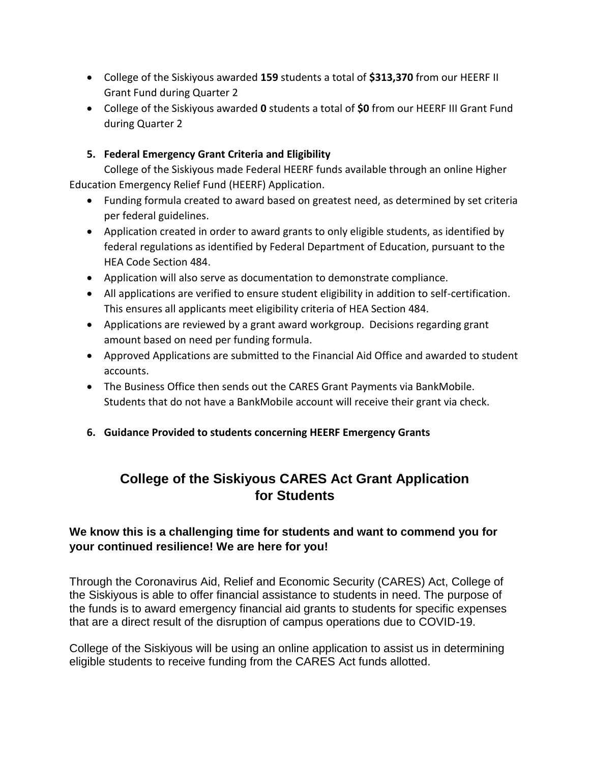- College of the Siskiyous awarded **159** students a total of **$313,370** from our HEERF II Grant Fund during Quarter 2
- College of the Siskiyous awarded **0** students a total of **$0** from our HEERF III Grant Fund during Quarter 2

**5. Federal Emergency Grant Criteria and Eligibility**

College of the Siskiyous made Federal HEERF funds available through an online Higher Education Emergency Relief Fund (HEERF) Application.

- Funding formula created to award based on greatest need, as determined by set criteria per federal guidelines.
- Application created in order to award grants to only eligible students, as identified by federal regulations as identified by Federal Department of Education, pursuant to the HEA Code Section 484.
- Application will also serve as documentation to demonstrate compliance.
- All applications are verified to ensure student eligibility in addition to self-certification. This ensures all applicants meet eligibility criteria of HEA Section 484.
- Applications are reviewed by a grant award workgroup. Decisions regarding grant amount based on need per funding formula.
- Approved Applications are submitted to the Financial Aid Office and awarded to student accounts.
- The Business Office then sends out the CARES Grant Payments via BankMobile. Students that do not have a BankMobile account will receive their grant via check.

**6. Guidance Provided to students concerning HEERF Emergency Grants**

## College of the Siskiyous CARES Act Grant Application for Students

**We know this is a challenging time for students and want to commend you for your continued resilience! We are here for you!**

Through the Coronavirus Aid, Relief and Economic Security (CARES) Act, College of the Siskiyous is able to offer financial assistance to students in need. The purpose of the funds is to award emergency financial aid grants to students for specific expenses that are a direct result of the disruption of campus operations due to COVID-19.

College of the Siskiyous will be using an online application to assist us in determining eligible students to receive funding from the CARES Act funds allotted.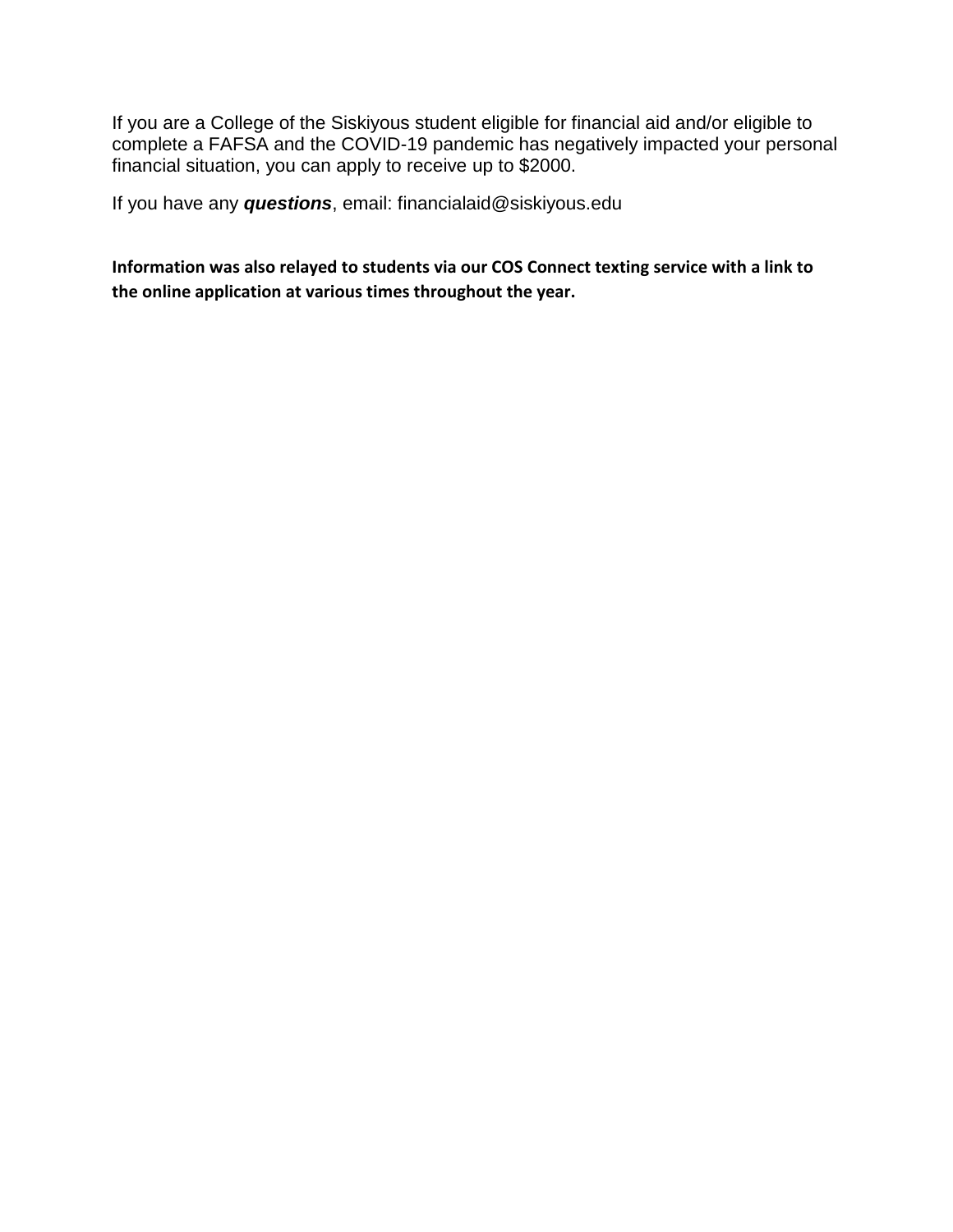If you are a College of the Siskiyous student eligible for financial aid and/or eligible to complete a FAFSA and the COVID-19 pandemic has negatively impacted your personal financial situation, you can apply to receive up to $2000.

If you have any ***questions***, email: financialaid@siskiyous.edu

**Information was also relayed to students via our COS Connect texting service with a link to the online application at various times throughout the year.**